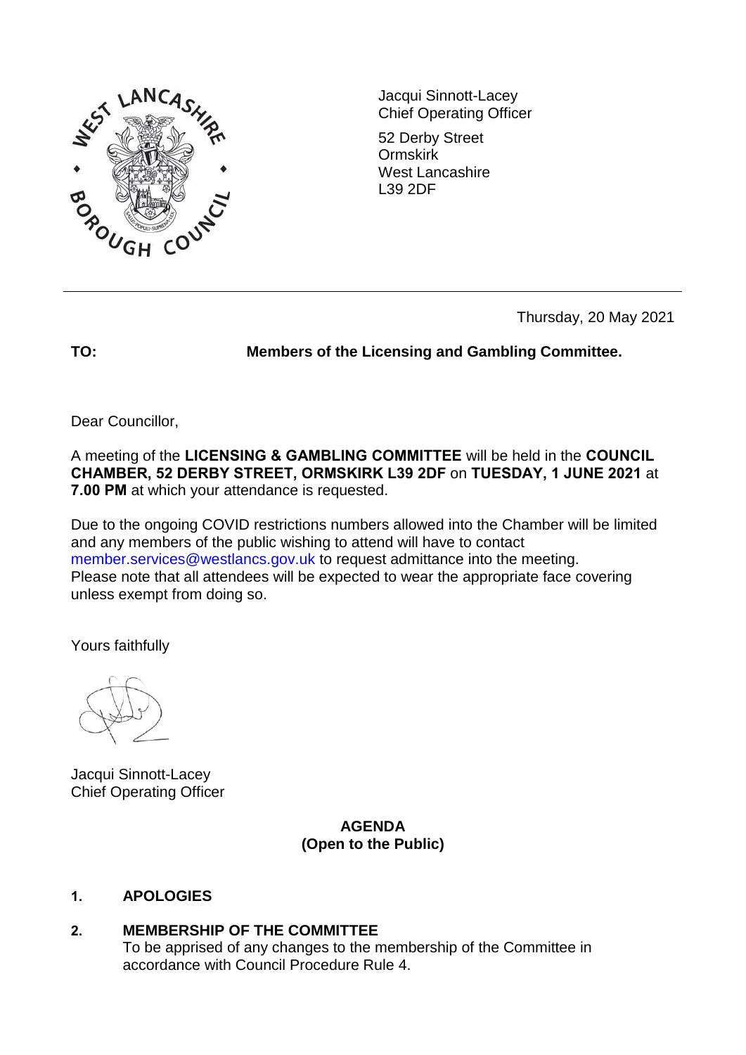Jacqui Sinnott-Lacey
Chief Operating Officer

52 Derby Street
Ormskirk
West Lancashire
L39 2DF

Thursday, 20 May 2021

**TO:** **Members of the Licensing and Gambling Committee.**

Dear Councillor,

A meeting of the **LICENSING & GAMBLING COMMITTEE** will be held in the **COUNCIL CHAMBER, 52 DERBY STREET, ORMSKIRK L39 2DF** on **TUESDAY, 1 JUNE 2021** at **7.00 PM** at which your attendance is requested.

Due to the ongoing COVID restrictions numbers allowed into the Chamber will be limited and any members of the public wishing to attend will have to contact member.services@westlancs.gov.uk to request admittance into the meeting. Please note that all attendees will be expected to wear the appropriate face covering unless exempt from doing so.

Yours faithfully

Jacqui Sinnott-Lacey
Chief Operating Officer

**AGENDA**
**(Open to the Public)**

**1. APOLOGIES**

**2. MEMBERSHIP OF THE COMMITTEE**
To be apprised of any changes to the membership of the Committee in accordance with Council Procedure Rule 4.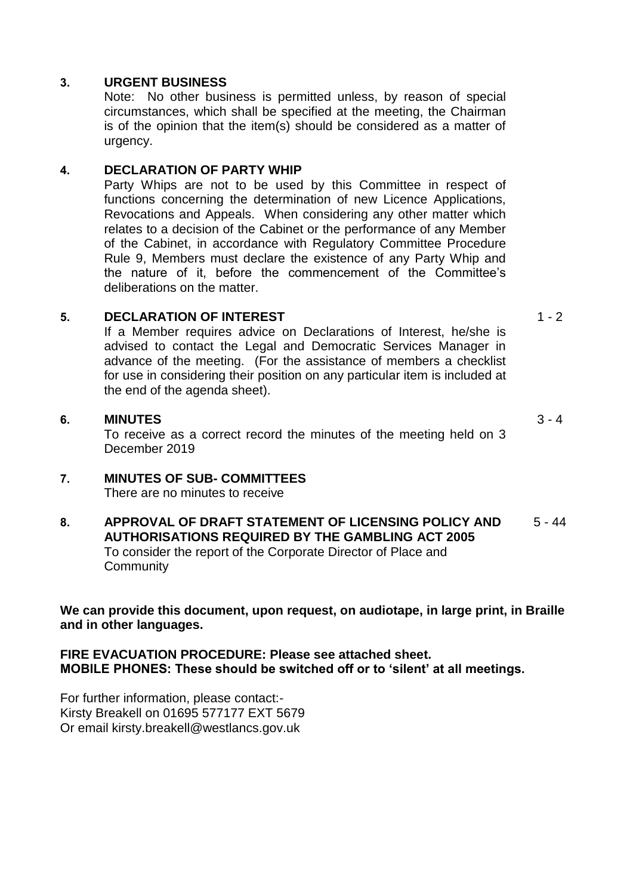**3. URGENT BUSINESS**

Note: No other business is permitted unless, by reason of special circumstances, which shall be specified at the meeting, the Chairman is of the opinion that the item(s) should be considered as a matter of urgency.

**4. DECLARATION OF PARTY WHIP**

Party Whips are not to be used by this Committee in respect of functions concerning the determination of new Licence Applications, Revocations and Appeals. When considering any other matter which relates to a decision of the Cabinet or the performance of any Member of the Cabinet, in accordance with Regulatory Committee Procedure Rule 9, Members must declare the existence of any Party Whip and the nature of it, before the commencement of the Committee's deliberations on the matter.

**5. DECLARATION OF INTEREST** — 1 - 2

If a Member requires advice on Declarations of Interest, he/she is advised to contact the Legal and Democratic Services Manager in advance of the meeting. (For the assistance of members a checklist for use in considering their position on any particular item is included at the end of the agenda sheet).

**6. MINUTES** — 3 - 4

To receive as a correct record the minutes of the meeting held on 3 December 2019

**7. MINUTES OF SUB- COMMITTEES**

There are no minutes to receive

**8. APPROVAL OF DRAFT STATEMENT OF LICENSING POLICY AND AUTHORISATIONS REQUIRED BY THE GAMBLING ACT 2005** — 5 - 44

To consider the report of the Corporate Director of Place and Community

**We can provide this document, upon request, on audiotape, in large print, in Braille and in other languages.**

**FIRE EVACUATION PROCEDURE: Please see attached sheet.**
**MOBILE PHONES: These should be switched off or to 'silent' at all meetings.**

For further information, please contact:-
Kirsty Breakell on 01695 577177 EXT 5679
Or email kirsty.breakell@westlancs.gov.uk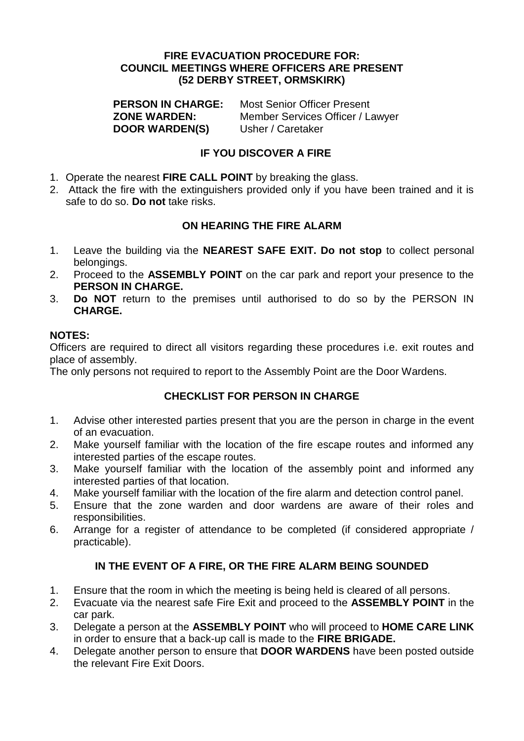# FIRE EVACUATION PROCEDURE FOR: COUNCIL MEETINGS WHERE OFFICERS ARE PRESENT (52 DERBY STREET, ORMSKIRK)

**PERSON IN CHARGE:** Most Senior Officer Present
**ZONE WARDEN:** Member Services Officer / Lawyer
**DOOR WARDEN(S)** Usher / Caretaker

## IF YOU DISCOVER A FIRE

1. Operate the nearest **FIRE CALL POINT** by breaking the glass.
2. Attack the fire with the extinguishers provided only if you have been trained and it is safe to do so. **Do not** take risks.

## ON HEARING THE FIRE ALARM

1. Leave the building via the **NEAREST SAFE EXIT. Do not stop** to collect personal belongings.
2. Proceed to the **ASSEMBLY POINT** on the car park and report your presence to the **PERSON IN CHARGE.**
3. **Do NOT** return to the premises until authorised to do so by the PERSON IN **CHARGE.**

**NOTES:**
Officers are required to direct all visitors regarding these procedures i.e. exit routes and place of assembly.
The only persons not required to report to the Assembly Point are the Door Wardens.

## CHECKLIST FOR PERSON IN CHARGE

1. Advise other interested parties present that you are the person in charge in the event of an evacuation.
2. Make yourself familiar with the location of the fire escape routes and informed any interested parties of the escape routes.
3. Make yourself familiar with the location of the assembly point and informed any interested parties of that location.
4. Make yourself familiar with the location of the fire alarm and detection control panel.
5. Ensure that the zone warden and door wardens are aware of their roles and responsibilities.
6. Arrange for a register of attendance to be completed (if considered appropriate / practicable).

## IN THE EVENT OF A FIRE, OR THE FIRE ALARM BEING SOUNDED

1. Ensure that the room in which the meeting is being held is cleared of all persons.
2. Evacuate via the nearest safe Fire Exit and proceed to the **ASSEMBLY POINT** in the car park.
3. Delegate a person at the **ASSEMBLY POINT** who will proceed to **HOME CARE LINK** in order to ensure that a back-up call is made to the **FIRE BRIGADE.**
4. Delegate another person to ensure that **DOOR WARDENS** have been posted outside the relevant Fire Exit Doors.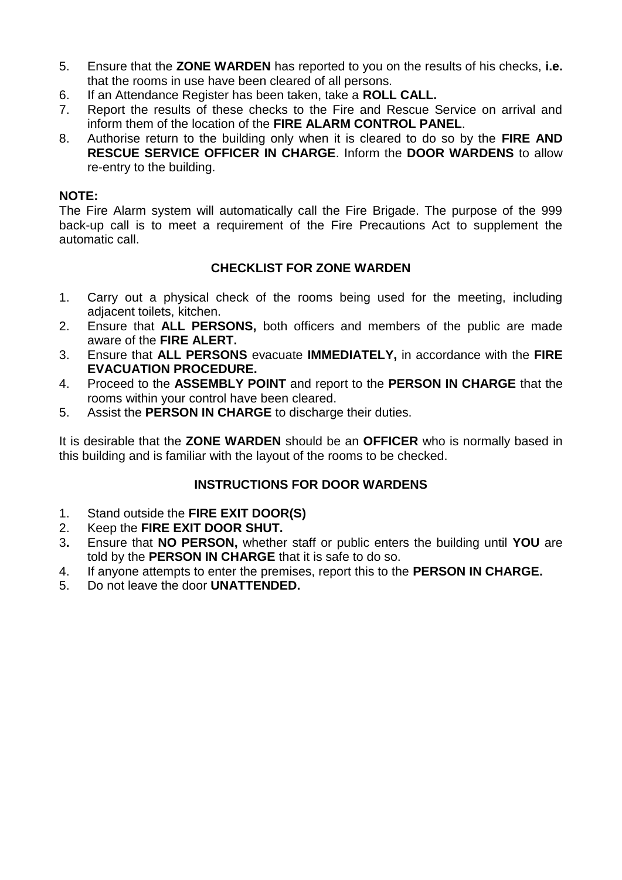5. Ensure that the **ZONE WARDEN** has reported to you on the results of his checks, **i.e.** that the rooms in use have been cleared of all persons.
6. If an Attendance Register has been taken, take a **ROLL CALL.**
7. Report the results of these checks to the Fire and Rescue Service on arrival and inform them of the location of the **FIRE ALARM CONTROL PANEL**.
8. Authorise return to the building only when it is cleared to do so by the **FIRE AND RESCUE SERVICE OFFICER IN CHARGE**. Inform the **DOOR WARDENS** to allow re-entry to the building.

**NOTE:**

The Fire Alarm system will automatically call the Fire Brigade. The purpose of the 999 back-up call is to meet a requirement of the Fire Precautions Act to supplement the automatic call.

## CHECKLIST FOR ZONE WARDEN

1. Carry out a physical check of the rooms being used for the meeting, including adjacent toilets, kitchen.
2. Ensure that **ALL PERSONS,** both officers and members of the public are made aware of the **FIRE ALERT.**
3. Ensure that **ALL PERSONS** evacuate **IMMEDIATELY,** in accordance with the **FIRE EVACUATION PROCEDURE.**
4. Proceed to the **ASSEMBLY POINT** and report to the **PERSON IN CHARGE** that the rooms within your control have been cleared.
5. Assist the **PERSON IN CHARGE** to discharge their duties.

It is desirable that the **ZONE WARDEN** should be an **OFFICER** who is normally based in this building and is familiar with the layout of the rooms to be checked.

## INSTRUCTIONS FOR DOOR WARDENS

1. Stand outside the **FIRE EXIT DOOR(S)**
2. Keep the **FIRE EXIT DOOR SHUT.**
3. Ensure that **NO PERSON,** whether staff or public enters the building until **YOU** are told by the **PERSON IN CHARGE** that it is safe to do so.
4. If anyone attempts to enter the premises, report this to the **PERSON IN CHARGE.**
5. Do not leave the door **UNATTENDED.**